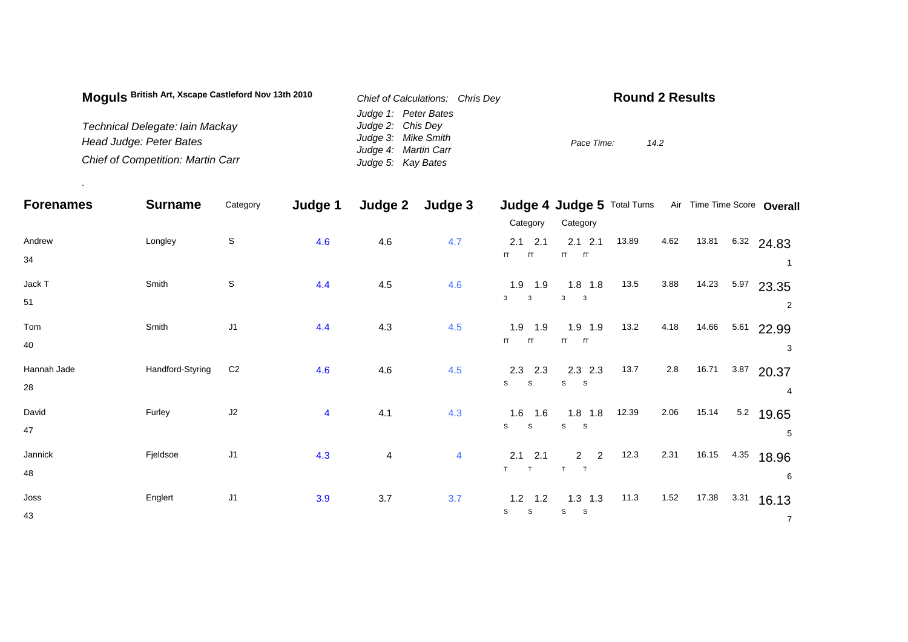## Moguls British Art, Xscape Castleford Nov 13th 2010

*Technical Delegate: Iain Mackay*
*Head Judge: Peter Bates*
*Chief of Competition: Martin Carr*

*Chief of Calculations: Chris Dey*
*Judge 1: Peter Bates*
*Judge 2: Chis Dey*
*Judge 3: Mike Smith*
*Judge 4: Martin Carr*
*Judge 5: Kay Bates*

**Round 2 Results**

*Pace Time:* *14.2*

.

| Forenames | Surname | Category | Judge 1 | Judge 2 | Judge 3 | Judge 4 | | Judge 5 | | Total Turns | Air | Time | Time Score | Overall |
|---|---|---|---|---|---|---|---|---|---|---|---|---|---|---|
| | | | | | | Category | | Category | | | | | | |
| Andrew | Longley | S | 4.6 | 4.6 | 4.7 | 2.1 | 2.1 | 2.1 | 2.1 | 13.89 | 4.62 | 13.81 | 6.32 | 24.83 |
| 34 | | | | | | fT | fT | fT | fT | | | | | 1 |
| Jack T | Smith | S | 4.4 | 4.5 | 4.6 | 1.9 | 1.9 | 1.8 | 1.8 | 13.5 | 3.88 | 14.23 | 5.97 | 23.35 |
| 51 | | | | | | 3 | 3 | 3 | 3 | | | | | 2 |
| Tom | Smith | J1 | 4.4 | 4.3 | 4.5 | 1.9 | 1.9 | 1.9 | 1.9 | 13.2 | 4.18 | 14.66 | 5.61 | 22.99 |
| 40 | | | | | | fT | fT | fT | fT | | | | | 3 |
| Hannah Jade | Handford-Styring | C2 | 4.6 | 4.6 | 4.5 | 2.3 | 2.3 | 2.3 | 2.3 | 13.7 | 2.8 | 16.71 | 3.87 | 20.37 |
| 28 | | | | | | S | S | S | S | | | | | 4 |
| David | Furley | J2 | 4 | 4.1 | 4.3 | 1.6 | 1.6 | 1.8 | 1.8 | 12.39 | 2.06 | 15.14 | 5.2 | 19.65 |
| 47 | | | | | | S | S | S | S | | | | | 5 |
| Jannick | Fjeldsoe | J1 | 4.3 | 4 | 4 | 2.1 | 2.1 | 2 | 2 | 12.3 | 2.31 | 16.15 | 4.35 | 18.96 |
| 48 | | | | | | T | T | T | T | | | | | 6 |
| Joss | Englert | J1 | 3.9 | 3.7 | 3.7 | 1.2 | 1.2 | 1.3 | 1.3 | 11.3 | 1.52 | 17.38 | 3.31 | 16.13 |
| 43 | | | | | | S | S | S | S | | | | | 7 |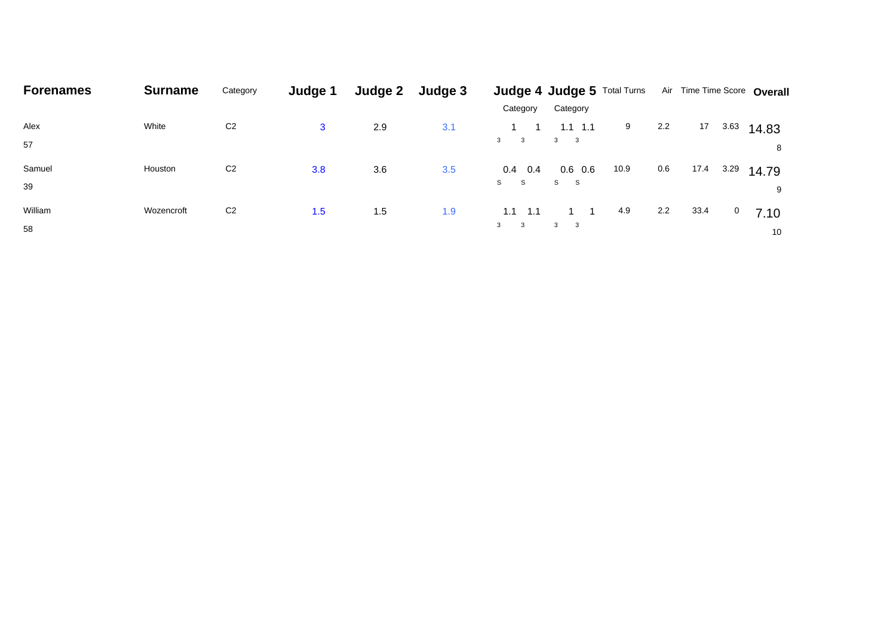| Forenames | Surname | Category | Judge 1 | Judge 2 | Judge 3 | Judge 4 Category | | Judge 5 Category | | Total Turns | Air | Time | Time Score | Overall |
|---|---|---|---|---|---|---|---|---|---|---|---|---|---|---|
| Alex 57 | White | C2 | 3 | 2.9 | 3.1 | 1 3 | 1 3 | 1.1 3 | 1.1 3 | 9 | 2.2 | 17 | 3.63 | 14.83 8 |
| Samuel 39 | Houston | C2 | 3.8 | 3.6 | 3.5 | 0.4 S | 0.4 S | 0.6 S | 0.6 S | 10.9 | 0.6 | 17.4 | 3.29 | 14.79 9 |
| William 58 | Wozencroft | C2 | 1.5 | 1.5 | 1.9 | 1.1 3 | 1.1 3 | 1 3 | 1 3 | 4.9 | 2.2 | 33.4 | 0 | 7.10 10 |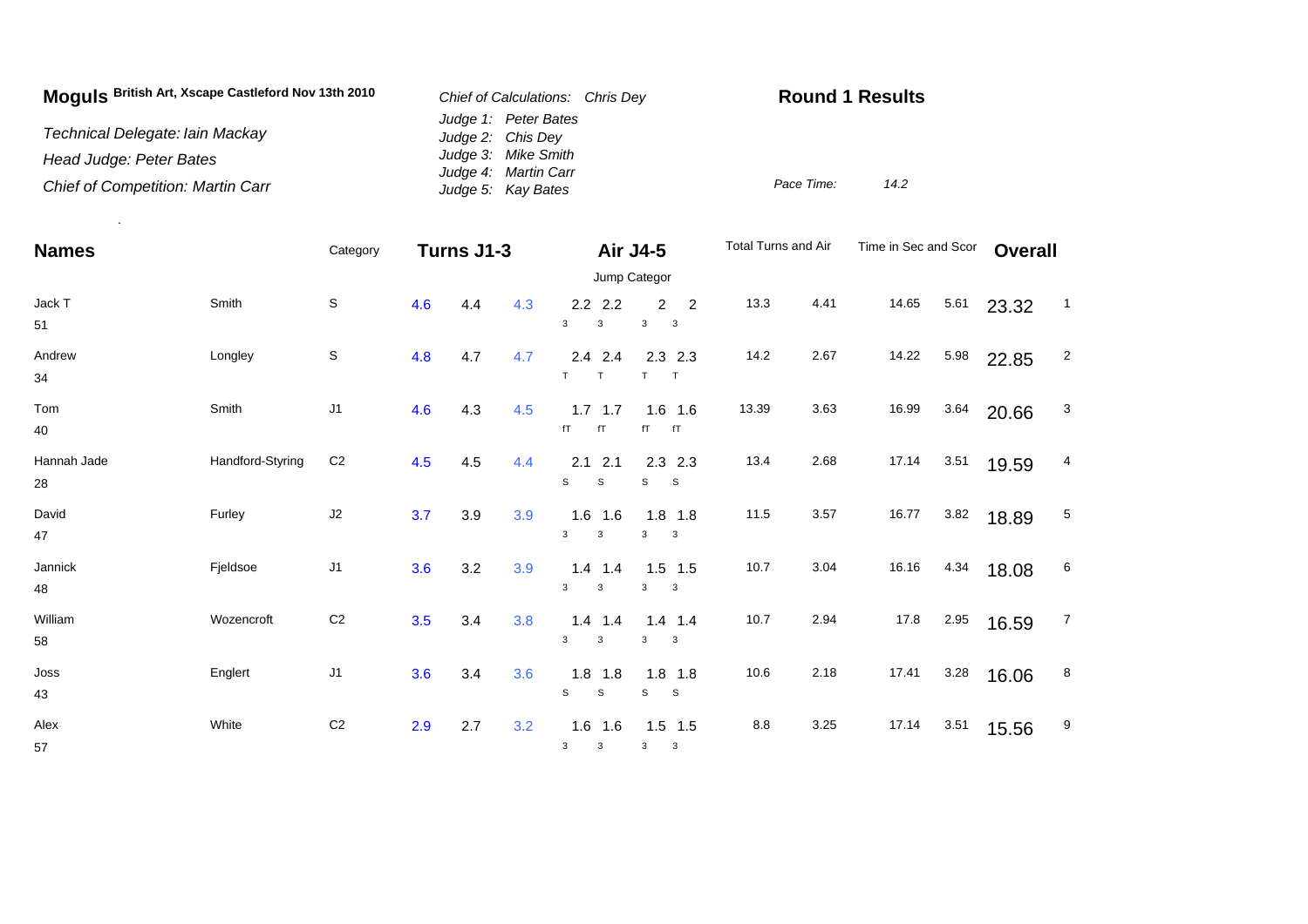**Moguls** British Art, Xscape Castleford Nov 13th 2010

*Technical Delegate: Iain Mackay*

*Head Judge: Peter Bates*

*Chief of Competition: Martin Carr*

*Chief of Calculations: Chris Dey*

*Judge 1: Peter Bates*
*Judge 2: Chis Dey*
*Judge 3: Mike Smith*
*Judge 4: Martin Carr*
*Judge 5: Kay Bates*

**Round 1 Results**

*Pace Time:* *14.2*

| Names | | Category | Turns J1-3 | | | Air J4-5 (Jump Categor) | | | | Total Turns and Air | | Time in Sec and Scor | | Overall | |
|---|---|---|---|---|---|---|---|---|---|---|---|---|---|---|---|
| Jack T 51 | Smith | S | 4.6 | 4.4 | 4.3 | 2.2 3 | 2.2 3 | 2 3 | 2 3 | 13.3 | 4.41 | 14.65 | 5.61 | 23.32 | 1 |
| Andrew 34 | Longley | S | 4.8 | 4.7 | 4.7 | 2.4 T | 2.4 T | 2.3 T | 2.3 T | 14.2 | 2.67 | 14.22 | 5.98 | 22.85 | 2 |
| Tom 40 | Smith | J1 | 4.6 | 4.3 | 4.5 | 1.7 fT | 1.7 fT | 1.6 fT | 1.6 fT | 13.39 | 3.63 | 16.99 | 3.64 | 20.66 | 3 |
| Hannah Jade 28 | Handford-Styring | C2 | 4.5 | 4.5 | 4.4 | 2.1 S | 2.1 S | 2.3 S | 2.3 S | 13.4 | 2.68 | 17.14 | 3.51 | 19.59 | 4 |
| David 47 | Furley | J2 | 3.7 | 3.9 | 3.9 | 1.6 3 | 1.6 3 | 1.8 3 | 1.8 3 | 11.5 | 3.57 | 16.77 | 3.82 | 18.89 | 5 |
| Jannick 48 | Fjeldsoe | J1 | 3.6 | 3.2 | 3.9 | 1.4 3 | 1.4 3 | 1.5 3 | 1.5 3 | 10.7 | 3.04 | 16.16 | 4.34 | 18.08 | 6 |
| William 58 | Wozencroft | C2 | 3.5 | 3.4 | 3.8 | 1.4 3 | 1.4 3 | 1.4 3 | 1.4 3 | 10.7 | 2.94 | 17.8 | 2.95 | 16.59 | 7 |
| Joss 43 | Englert | J1 | 3.6 | 3.4 | 3.6 | 1.8 S | 1.8 S | 1.8 S | 1.8 S | 10.6 | 2.18 | 17.41 | 3.28 | 16.06 | 8 |
| Alex 57 | White | C2 | 2.9 | 2.7 | 3.2 | 1.6 3 | 1.6 3 | 1.5 3 | 1.5 3 | 8.8 | 3.25 | 17.14 | 3.51 | 15.56 | 9 |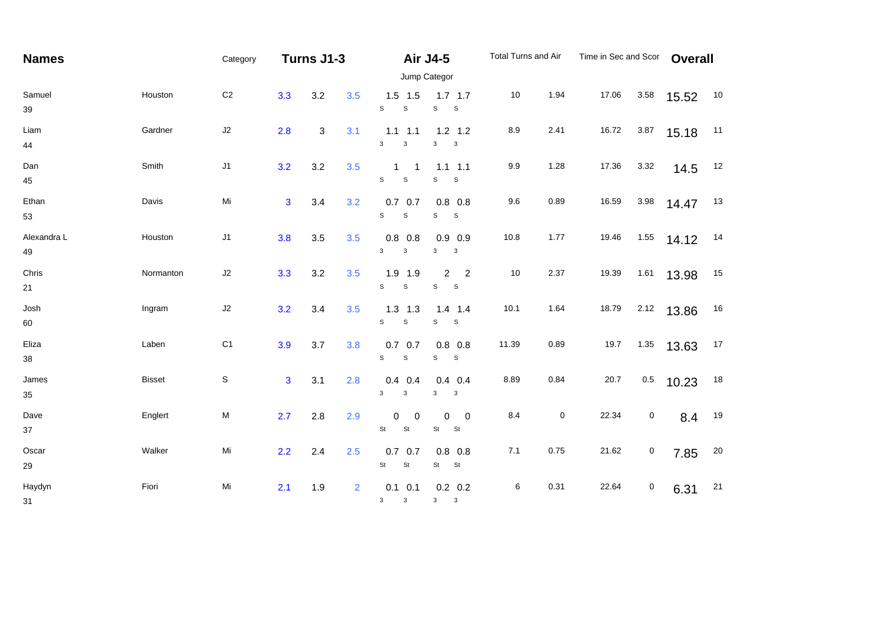| Names | | Category | Turns J1-3 | | | Air J4-5 | | | | Total Turns and Air | | Time in Sec and Scor | | Overall | |
|---|---|---|---|---|---|---|---|---|---|---|---|---|---|---|---|
| | | | | | | Jump Categor | | | | | | | | | |
| Samuel 39 | Houston | C2 | 3.3 | 3.2 | 3.5 | 1.5 S | 1.5 S | 1.7 S | 1.7 S | 10 | 1.94 | 17.06 | 3.58 | 15.52 | 10 |
| Liam 44 | Gardner | J2 | 2.8 | 3 | 3.1 | 1.1 3 | 1.1 3 | 1.2 3 | 1.2 3 | 8.9 | 2.41 | 16.72 | 3.87 | 15.18 | 11 |
| Dan 45 | Smith | J1 | 3.2 | 3.2 | 3.5 | 1 S | 1 S | 1.1 S | 1.1 S | 9.9 | 1.28 | 17.36 | 3.32 | 14.5 | 12 |
| Ethan 53 | Davis | Mi | 3 | 3.4 | 3.2 | 0.7 S | 0.7 S | 0.8 S | 0.8 S | 9.6 | 0.89 | 16.59 | 3.98 | 14.47 | 13 |
| Alexandra L 49 | Houston | J1 | 3.8 | 3.5 | 3.5 | 0.8 3 | 0.8 3 | 0.9 3 | 0.9 3 | 10.8 | 1.77 | 19.46 | 1.55 | 14.12 | 14 |
| Chris 21 | Normanton | J2 | 3.3 | 3.2 | 3.5 | 1.9 S | 1.9 S | 2 S | 2 S | 10 | 2.37 | 19.39 | 1.61 | 13.98 | 15 |
| Josh 60 | Ingram | J2 | 3.2 | 3.4 | 3.5 | 1.3 S | 1.3 S | 1.4 S | 1.4 S | 10.1 | 1.64 | 18.79 | 2.12 | 13.86 | 16 |
| Eliza 38 | Laben | C1 | 3.9 | 3.7 | 3.8 | 0.7 S | 0.7 S | 0.8 S | 0.8 S | 11.39 | 0.89 | 19.7 | 1.35 | 13.63 | 17 |
| James 35 | Bisset | S | 3 | 3.1 | 2.8 | 0.4 3 | 0.4 3 | 0.4 3 | 0.4 3 | 8.89 | 0.84 | 20.7 | 0.5 | 10.23 | 18 |
| Dave 37 | Englert | M | 2.7 | 2.8 | 2.9 | 0 St | 0 St | 0 St | 0 St | 8.4 | 0 | 22.34 | 0 | 8.4 | 19 |
| Oscar 29 | Walker | Mi | 2.2 | 2.4 | 2.5 | 0.7 St | 0.7 St | 0.8 St | 0.8 St | 7.1 | 0.75 | 21.62 | 0 | 7.85 | 20 |
| Haydyn 31 | Fiori | Mi | 2.1 | 1.9 | 2 | 0.1 3 | 0.1 3 | 0.2 3 | 0.2 3 | 6 | 0.31 | 22.64 | 0 | 6.31 | 21 |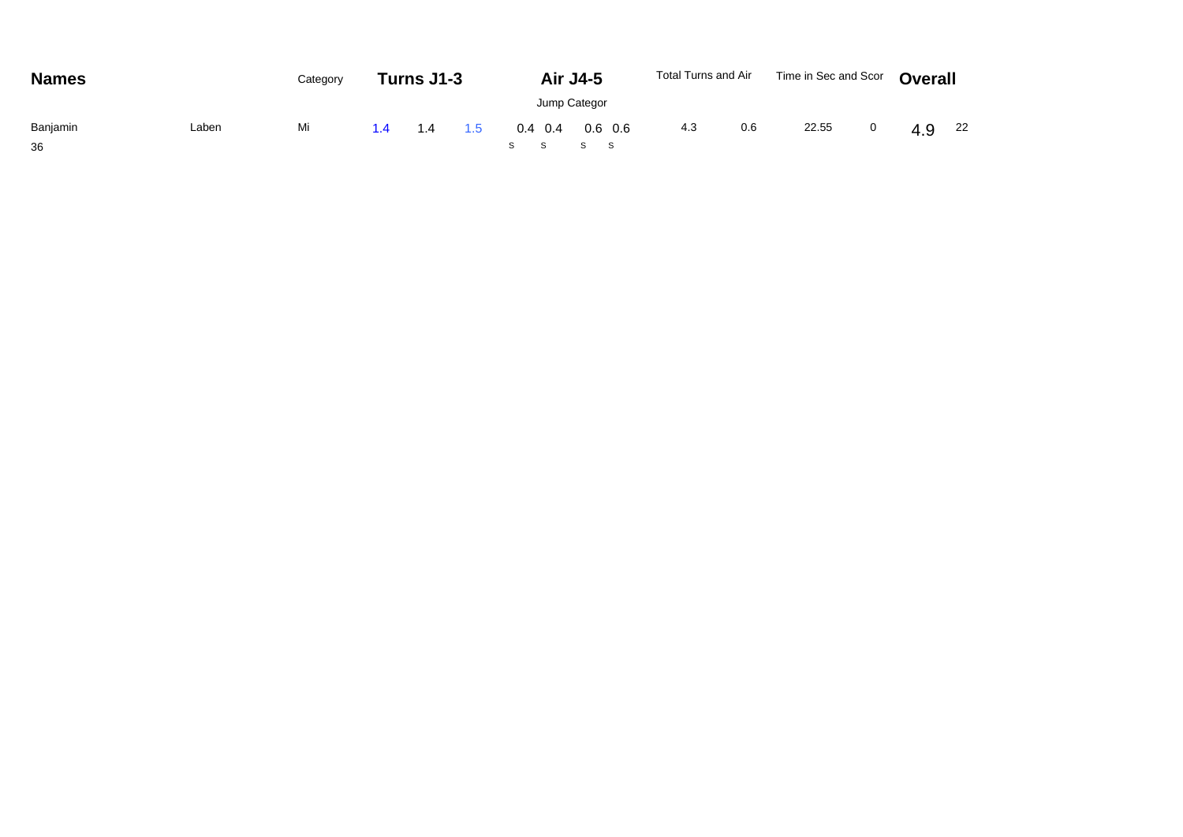| Names | | Category | Turns J1-3 | | | Air J4-5 | | | | Total Turns and Air | | Time in Sec and Scor | | Overall | |
|---|---|---|---|---|---|---|---|---|---|---|---|---|---|---|---|
| | | | | | | Jump Categor | | | | | | | | | |
| Banjamin 36 | Laben | Mi | 1.4 | 1.4 | 1.5 | 0.4 s | 0.4 s | 0.6 s | 0.6 s | 4.3 | 0.6 | 22.55 | 0 | 4.9 | 22 |